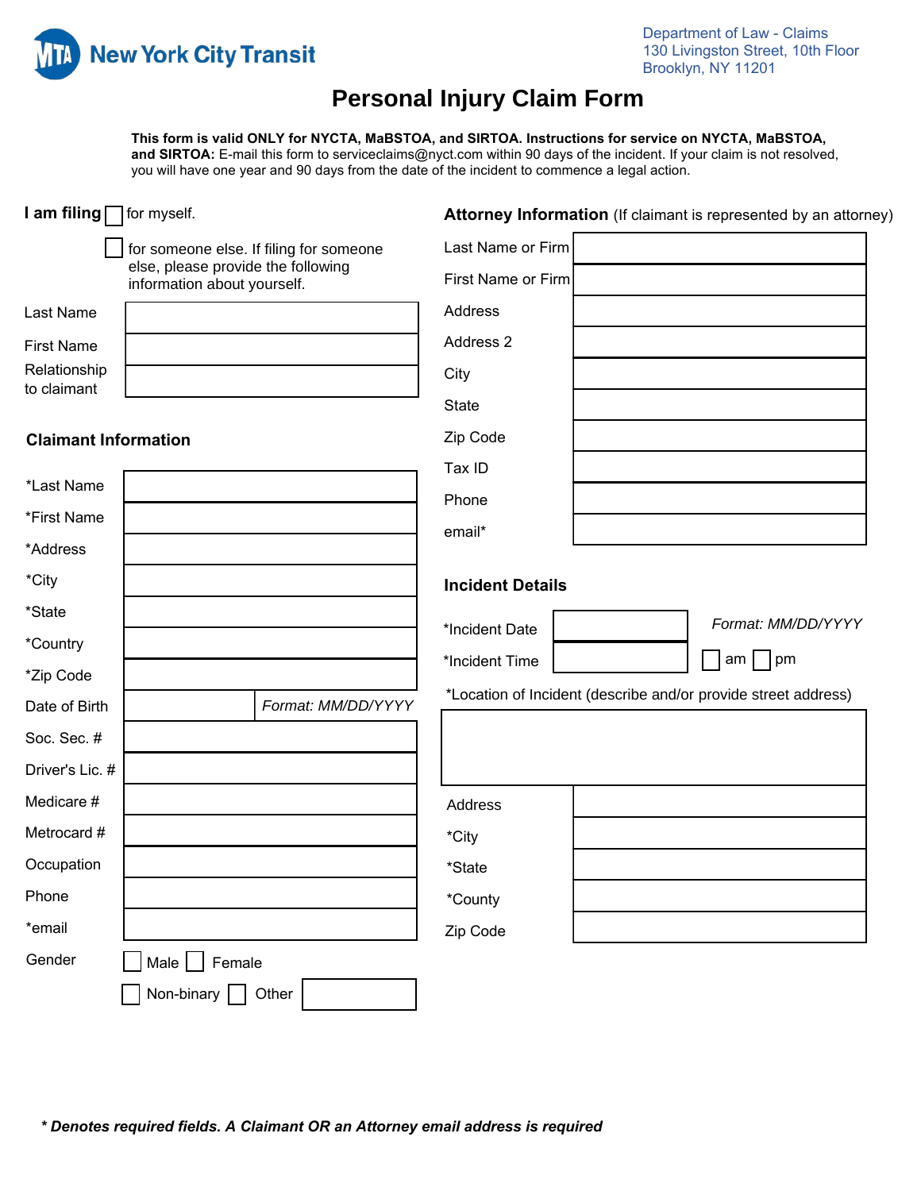New York City Transit

Department of Law - Claims
130 Livingston Street, 10th Floor
Brooklyn, NY 11201

# Personal Injury Claim Form

**This form is valid ONLY for NYCTA, MaBSTOA, and SIRTOA. Instructions for service on NYCTA, MaBSTOA, and SIRTOA:** E-mail this form to serviceclaims@nyct.com within 90 days of the incident. If your claim is not resolved, you will have one year and 90 days from the date of the incident to commence a legal action.

**I am filing** ☐ for myself.

☐ for someone else. If filing for someone else, please provide the following information about yourself.

| | |
|---|---|
| Last Name | |
| First Name | |
| Relationship to claimant | |

## Claimant Information

| | |
|---|---|
| *Last Name | |
| *First Name | |
| *Address | |
| *City | |
| *State | |
| *Country | |
| *Zip Code | |
| Date of Birth | *Format: MM/DD/YYYY* |
| Soc. Sec. # | |
| Driver's Lic. # | |
| Medicare # | |
| Metrocard # | |
| Occupation | |
| Phone | |
| *email | |

Gender ☐ Male ☐ Female ☐ Non-binary ☐ Other ______

## Attorney Information (If claimant is represented by an attorney)

| | |
|---|---|
| Last Name or Firm | |
| First Name or Firm | |
| Address | |
| Address 2 | |
| City | |
| State | |
| Zip Code | |
| Tax ID | |
| Phone | |
| email* | |

## Incident Details

| | | |
|---|---|---|
| *Incident Date | | *Format: MM/DD/YYYY* |
| *Incident Time | | ☐ am ☐ pm |

*Location of Incident (describe and/or provide street address)

| | |
|---|---|
| Address | |
| *City | |
| *State | |
| *County | |
| Zip Code | |

***\* Denotes required fields. A Claimant OR an Attorney email address is required***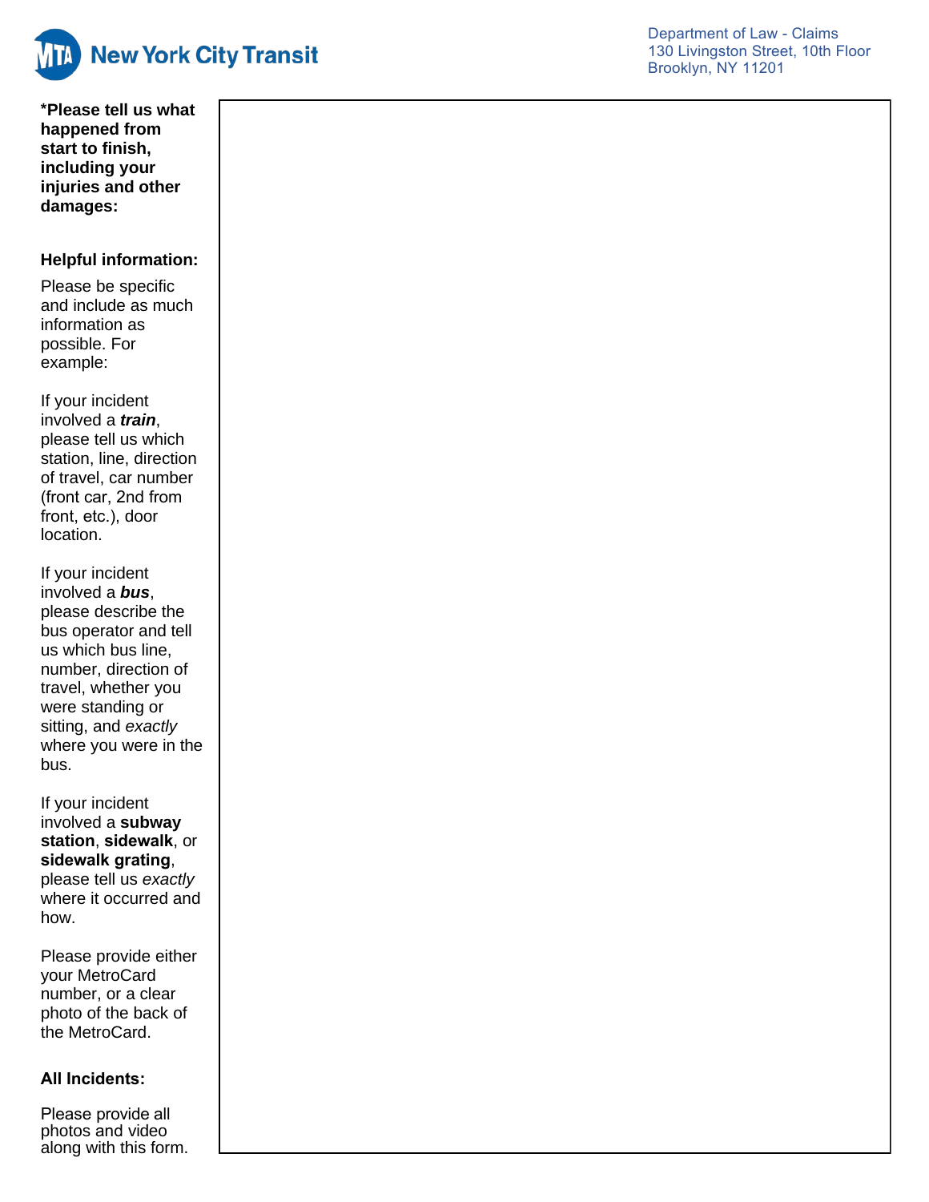New York City Transit

Department of Law - Claims
130 Livingston Street, 10th Floor
Brooklyn, NY 11201

**\*Please tell us what happened from start to finish, including your injuries and other damages:**

**Helpful information:**

Please be specific and include as much information as possible. For example:

If your incident involved a ***train***, please tell us which station, line, direction of travel, car number (front car, 2nd from front, etc.), door location.

If your incident involved a ***bus***, please describe the bus operator and tell us which bus line, number, direction of travel, whether you were standing or sitting, and *exactly* where you were in the bus.

If your incident involved a **subway station**, **sidewalk**, or **sidewalk grating**, please tell us *exactly* where it occurred and how.

Please provide either your MetroCard number, or a clear photo of the back of the MetroCard.

**All Incidents:**

Please provide all photos and video along with this form.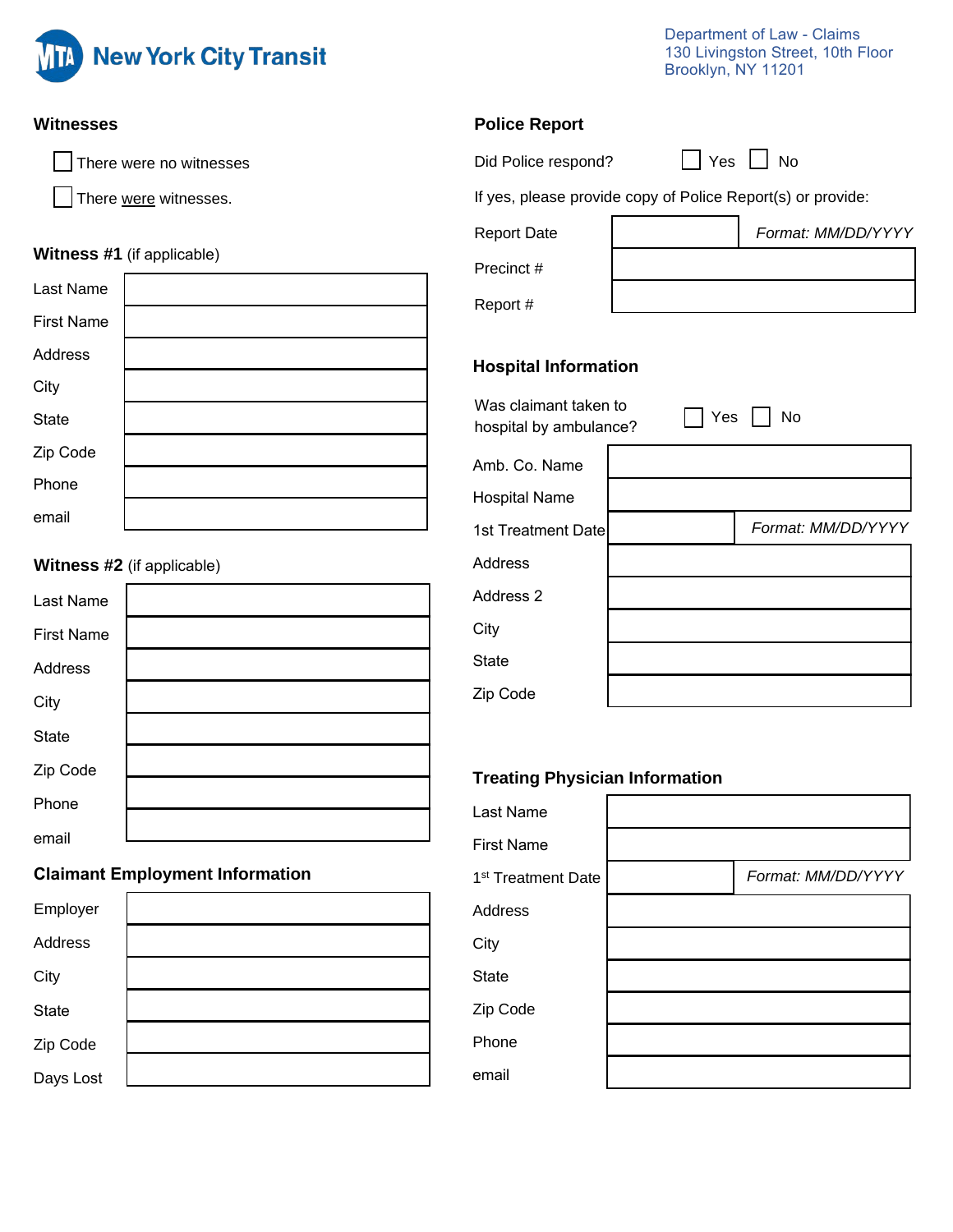New York City Transit

Department of Law - Claims
130 Livingston Street, 10th Floor
Brooklyn, NY 11201

## Witnesses

- ☐ There were no witnesses
- ☐ There were witnesses.

### Witness #1 (if applicable)

| | |
|---|---|
| Last Name | |
| First Name | |
| Address | |
| City | |
| State | |
| Zip Code | |
| Phone | |
| email | |

### Witness #2 (if applicable)

| | |
|---|---|
| Last Name | |
| First Name | |
| Address | |
| City | |
| State | |
| Zip Code | |
| Phone | |
| email | |

## Claimant Employment Information

| | |
|---|---|
| Employer | |
| Address | |
| City | |
| State | |
| Zip Code | |
| Days Lost | |

## Police Report

Did Police respond? ☐ Yes ☐ No

If yes, please provide copy of Police Report(s) or provide:

| | | |
|---|---|---|
| Report Date | | *Format: MM/DD/YYYY* |
| Precinct # | | |
| Report # | | |

## Hospital Information

Was claimant taken to hospital by ambulance? ☐ Yes ☐ No

| | | |
|---|---|---|
| Amb. Co. Name | | |
| Hospital Name | | |
| 1st Treatment Date | | *Format: MM/DD/YYYY* |
| Address | | |
| Address 2 | | |
| City | | |
| State | | |
| Zip Code | | |

## Treating Physician Information

| | | |
|---|---|---|
| Last Name | | |
| First Name | | |
| 1st Treatment Date | | *Format: MM/DD/YYYY* |
| Address | | |
| City | | |
| State | | |
| Zip Code | | |
| Phone | | |
| email | | |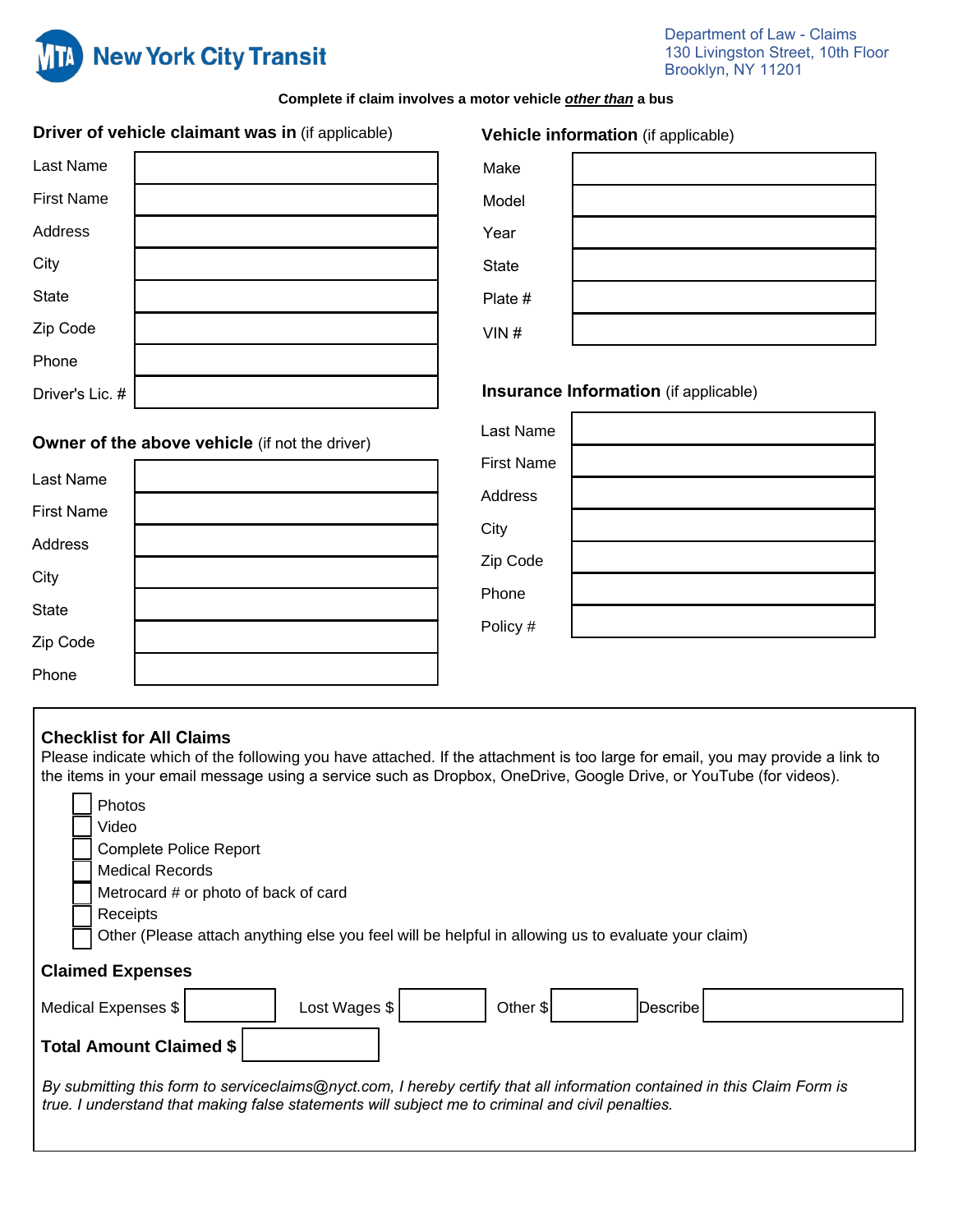New York City Transit

Department of Law - Claims
130 Livingston Street, 10th Floor
Brooklyn, NY 11201

**Complete if claim involves a motor vehicle *__other than__* a bus**

### Driver of vehicle claimant was in (if applicable)

| | |
|---|---|
| Last Name | |
| First Name | |
| Address | |
| City | |
| State | |
| Zip Code | |
| Phone | |
| Driver's Lic. # | |

### Owner of the above vehicle (if not the driver)

| | |
|---|---|
| Last Name | |
| First Name | |
| Address | |
| City | |
| State | |
| Zip Code | |
| Phone | |

### Vehicle information (if applicable)

| | |
|---|---|
| Make | |
| Model | |
| Year | |
| State | |
| Plate # | |
| VIN # | |

### Insurance Information (if applicable)

| | |
|---|---|
| Last Name | |
| First Name | |
| Address | |
| City | |
| Zip Code | |
| Phone | |
| Policy # | |

### Checklist for All Claims

Please indicate which of the following you have attached. If the attachment is too large for email, you may provide a link to the items in your email message using a service such as Dropbox, OneDrive, Google Drive, or YouTube (for videos).

- ☐ Photos
- ☐ Video
- ☐ Complete Police Report
- ☐ Medical Records
- ☐ Metrocard # or photo of back of card
- ☐ Receipts
- ☐ Other (Please attach anything else you feel will be helpful in allowing us to evaluate your claim)

### Claimed Expenses

Medical Expenses $ ________ Lost Wages $ ________ Other $ ________ Describe ________

**Total Amount Claimed $** ________

*By submitting this form to serviceclaims@nyct.com, I hereby certify that all information contained in this Claim Form is true. I understand that making false statements will subject me to criminal and civil penalties.*